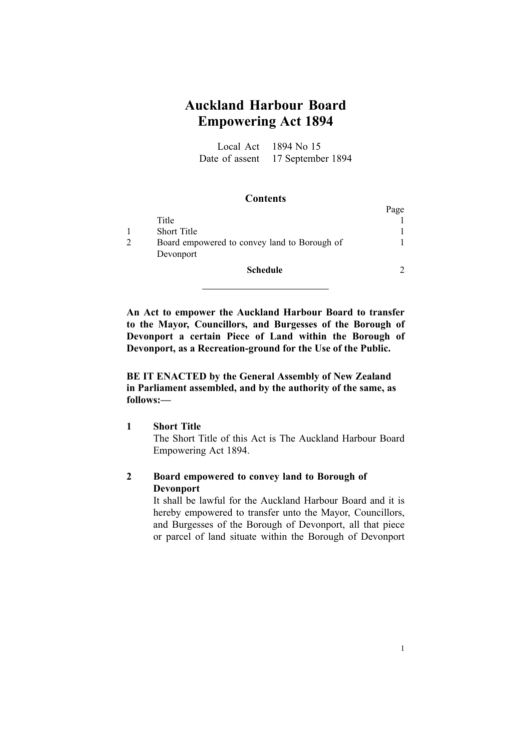# Auckland Harbour Board Empowering Act 1894

Local Act 1894 No 15
Date of assent 17 September 1894

## Contents

| | | Page |
|---|---|---|
| | Title | 1 |
| 1 | Short Title | 1 |
| 2 | Board empowered to convey land to Borough of Devonport | 1 |
| | **Schedule** | 2 |

---

**An Act to empower the Auckland Harbour Board to transfer to the Mayor, Councillors, and Burgesses of the Borough of Devonport a certain Piece of Land within the Borough of Devonport, as a Recreation-ground for the Use of the Public.**

**BE IT ENACTED by the General Assembly of New Zealand in Parliament assembled, and by the authority of the same, as follows:—**

### 1 Short Title

The Short Title of this Act is The Auckland Harbour Board Empowering Act 1894.

### 2 Board empowered to convey land to Borough of Devonport

It shall be lawful for the Auckland Harbour Board and it is hereby empowered to transfer unto the Mayor, Councillors, and Burgesses of the Borough of Devonport, all that piece or parcel of land situate within the Borough of Devonport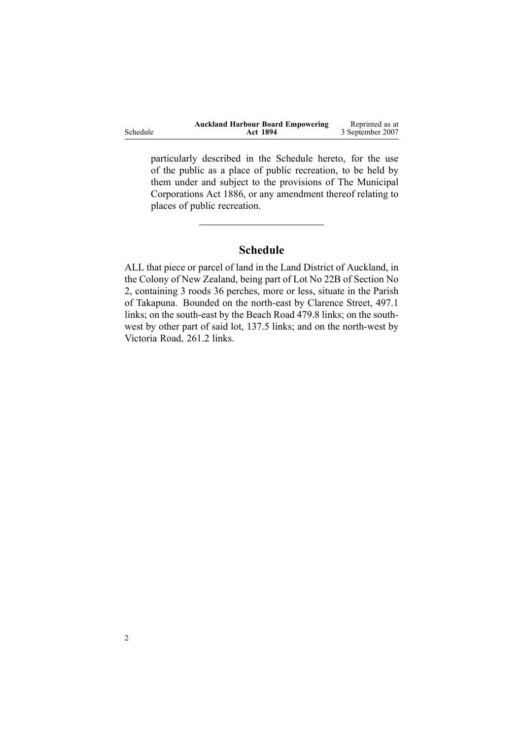particularly described in the Schedule hereto, for the use of the public as a place of public recreation, to be held by them under and subject to the provisions of The Municipal Corporations Act 1886, or any amendment thereof relating to places of public recreation.

---

## Schedule

ALL that piece or parcel of land in the Land District of Auckland, in the Colony of New Zealand, being part of Lot No 22B of Section No 2, containing 3 roods 36 perches, more or less, situate in the Parish of Takapuna. Bounded on the north-east by Clarence Street, 497.1 links; on the south-east by the Beach Road 479.8 links; on the south-west by other part of said lot, 137.5 links; and on the north-west by Victoria Road, 261.2 links.